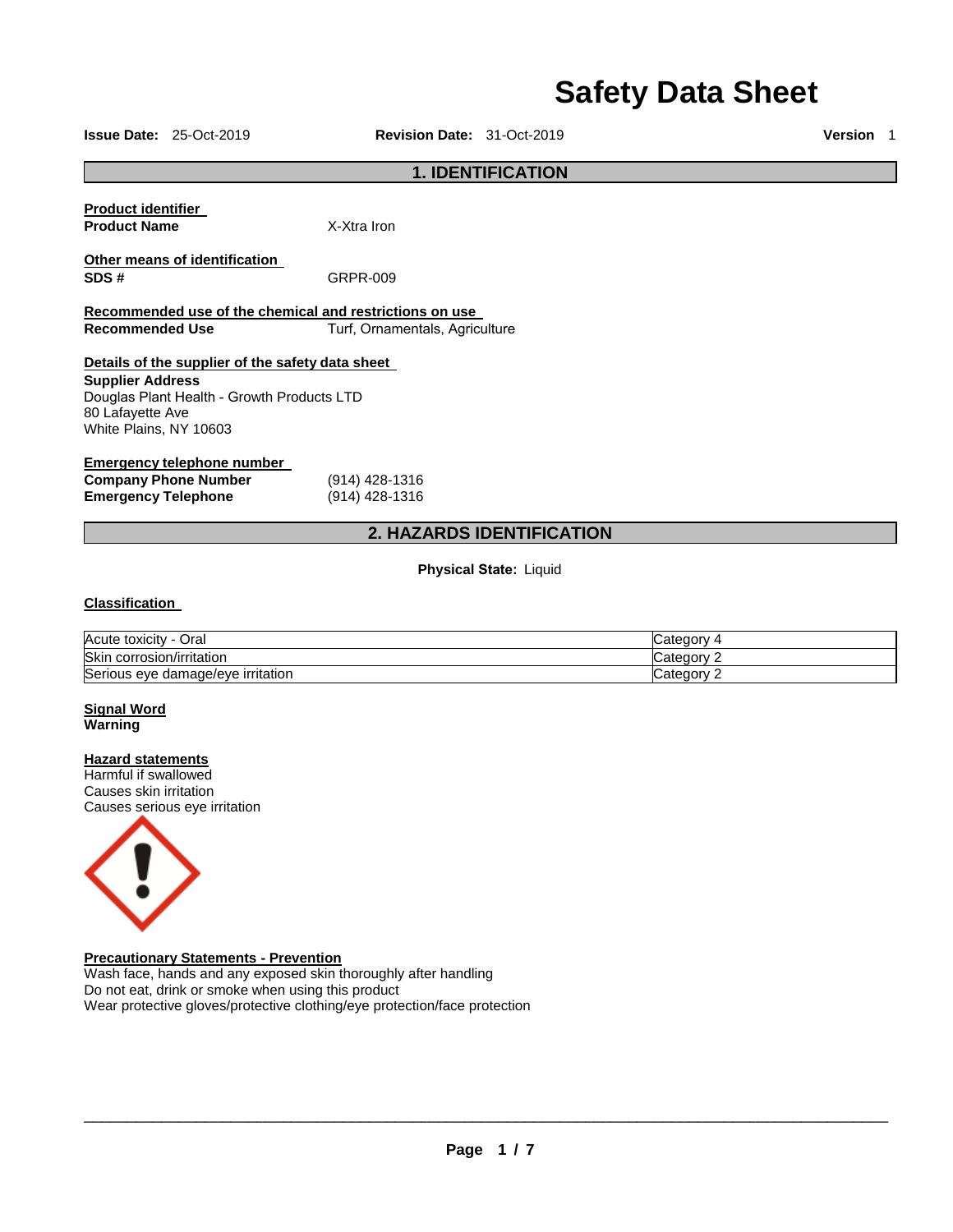# Safety Data Sheet

**Issue Date:** 25-Oct-2019 **Revision Date:** 31-Oct-2019 **Version** 1

## 1. IDENTIFICATION

**Product identifier**

**Product Name** X-Xtra Iron

**Other means of identification**

**SDS #** GRPR-009

**Recommended use of the chemical and restrictions on use**

**Recommended Use** Turf, Ornamentals, Agriculture

**Details of the supplier of the safety data sheet**

**Supplier Address**
Douglas Plant Health - Growth Products LTD
80 Lafayette Ave
White Plains, NY 10603

**Emergency telephone number**

**Company Phone Number** (914) 428-1316
**Emergency Telephone** (914) 428-1316

## 2. HAZARDS IDENTIFICATION

**Physical State:** Liquid

**Classification**

| | |
|---|---|
| Acute toxicity - Oral | Category 4 |
| Skin corrosion/irritation | Category 2 |
| Serious eye damage/eye irritation | Category 2 |

**Signal Word**
**Warning**

**Hazard statements**
Harmful if swallowed
Causes skin irritation
Causes serious eye irritation

**Precautionary Statements - Prevention**
Wash face, hands and any exposed skin thoroughly after handling
Do not eat, drink or smoke when using this product
Wear protective gloves/protective clothing/eye protection/face protection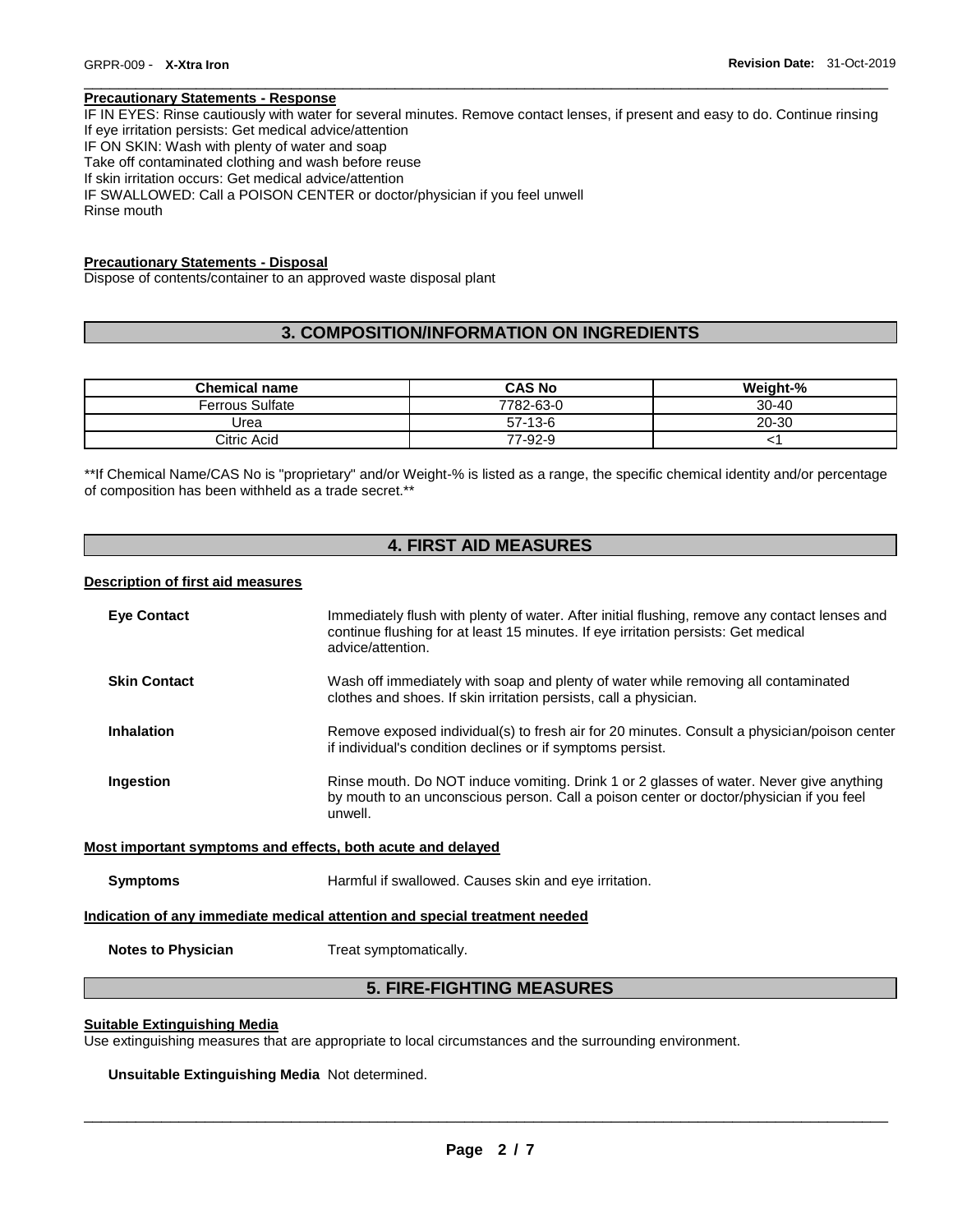**Precautionary Statements - Response**

IF IN EYES: Rinse cautiously with water for several minutes. Remove contact lenses, if present and easy to do. Continue rinsing
If eye irritation persists: Get medical advice/attention
IF ON SKIN: Wash with plenty of water and soap
Take off contaminated clothing and wash before reuse
If skin irritation occurs: Get medical advice/attention
IF SWALLOWED: Call a POISON CENTER or doctor/physician if you feel unwell
Rinse mouth

**Precautionary Statements - Disposal**

Dispose of contents/container to an approved waste disposal plant

## 3. COMPOSITION/INFORMATION ON INGREDIENTS

| Chemical name | CAS No | Weight-% |
|---|---|---|
| Ferrous Sulfate | 7782-63-0 | 30-40 |
| Urea | 57-13-6 | 20-30 |
| Citric Acid | 77-92-9 | <1 |

**If Chemical Name/CAS No is "proprietary" and/or Weight-% is listed as a range, the specific chemical identity and/or percentage of composition has been withheld as a trade secret.**

## 4. FIRST AID MEASURES

**Description of first aid measures**

**Eye Contact** Immediately flush with plenty of water. After initial flushing, remove any contact lenses and continue flushing for at least 15 minutes. If eye irritation persists: Get medical advice/attention.

**Skin Contact** Wash off immediately with soap and plenty of water while removing all contaminated clothes and shoes. If skin irritation persists, call a physician.

**Inhalation** Remove exposed individual(s) to fresh air for 20 minutes. Consult a physician/poison center if individual's condition declines or if symptoms persist.

**Ingestion** Rinse mouth. Do NOT induce vomiting. Drink 1 or 2 glasses of water. Never give anything by mouth to an unconscious person. Call a poison center or doctor/physician if you feel unwell.

**Most important symptoms and effects, both acute and delayed**

**Symptoms** Harmful if swallowed. Causes skin and eye irritation.

**Indication of any immediate medical attention and special treatment needed**

**Notes to Physician** Treat symptomatically.

## 5. FIRE-FIGHTING MEASURES

**Suitable Extinguishing Media**

Use extinguishing measures that are appropriate to local circumstances and the surrounding environment.

**Unsuitable Extinguishing Media** Not determined.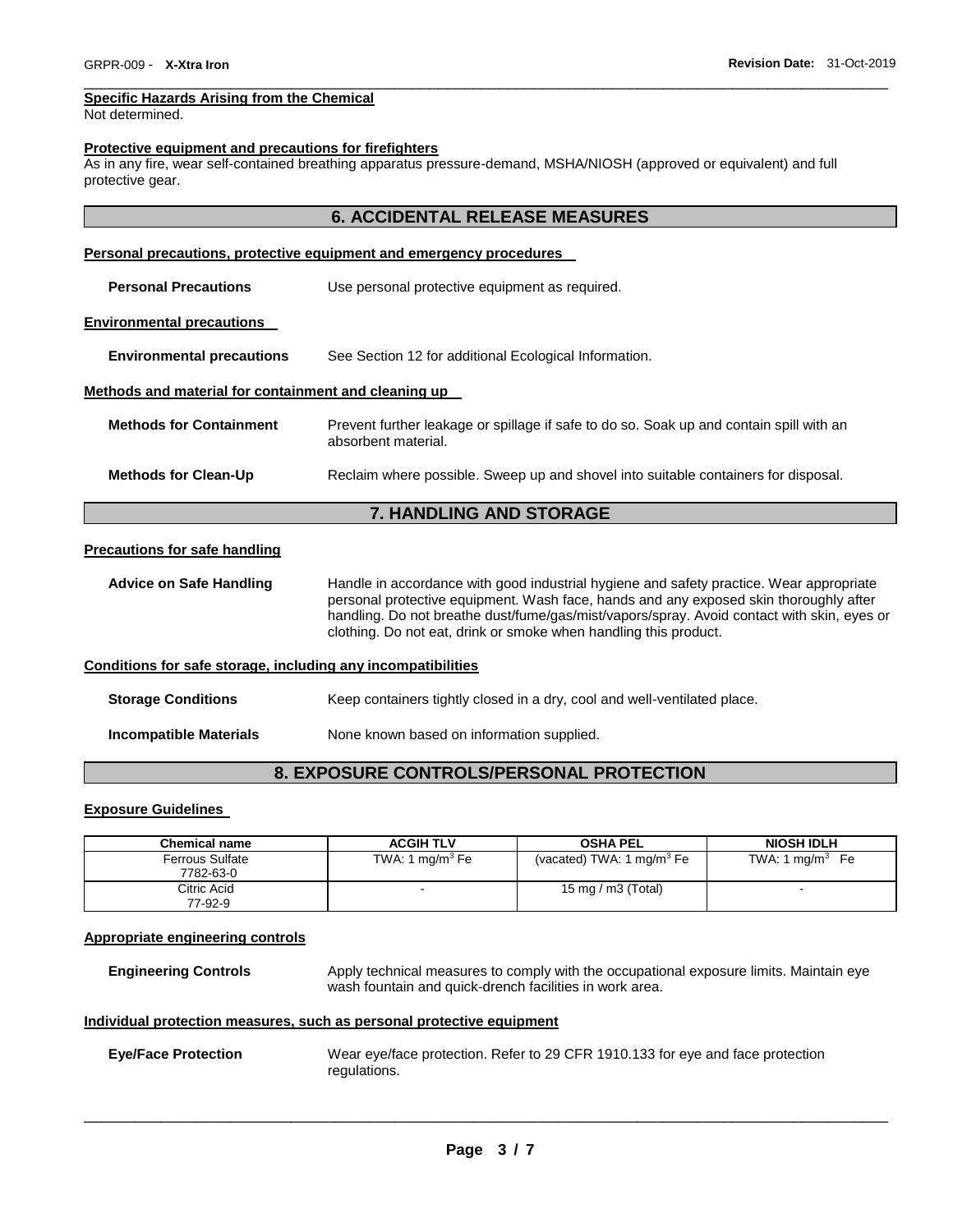**Specific Hazards Arising from the Chemical**

Not determined.

**Protective equipment and precautions for firefighters**

As in any fire, wear self-contained breathing apparatus pressure-demand, MSHA/NIOSH (approved or equivalent) and full protective gear.

## 6. ACCIDENTAL RELEASE MEASURES

**Personal precautions, protective equipment and emergency procedures**

**Personal Precautions** Use personal protective equipment as required.

**Environmental precautions**

**Environmental precautions** See Section 12 for additional Ecological Information.

**Methods and material for containment and cleaning up**

**Methods for Containment** Prevent further leakage or spillage if safe to do so. Soak up and contain spill with an absorbent material.

**Methods for Clean-Up** Reclaim where possible. Sweep up and shovel into suitable containers for disposal.

## 7. HANDLING AND STORAGE

**Precautions for safe handling**

**Advice on Safe Handling** Handle in accordance with good industrial hygiene and safety practice. Wear appropriate personal protective equipment. Wash face, hands and any exposed skin thoroughly after handling. Do not breathe dust/fume/gas/mist/vapors/spray. Avoid contact with skin, eyes or clothing. Do not eat, drink or smoke when handling this product.

**Conditions for safe storage, including any incompatibilities**

**Storage Conditions** Keep containers tightly closed in a dry, cool and well-ventilated place.

**Incompatible Materials** None known based on information supplied.

## 8. EXPOSURE CONTROLS/PERSONAL PROTECTION

**Exposure Guidelines**

| Chemical name | ACGIH TLV | OSHA PEL | NIOSH IDLH |
|---|---|---|---|
| Ferrous Sulfate 7782-63-0 | TWA: 1 mg/m$^3$ Fe | (vacated) TWA: 1 mg/m$^3$ Fe | TWA: 1 mg/m$^3$ Fe |
| Citric Acid 77-92-9 | - | 15 mg / m3 (Total) | - |

**Appropriate engineering controls**

**Engineering Controls** Apply technical measures to comply with the occupational exposure limits. Maintain eye wash fountain and quick-drench facilities in work area.

**Individual protection measures, such as personal protective equipment**

**Eye/Face Protection** Wear eye/face protection. Refer to 29 CFR 1910.133 for eye and face protection regulations.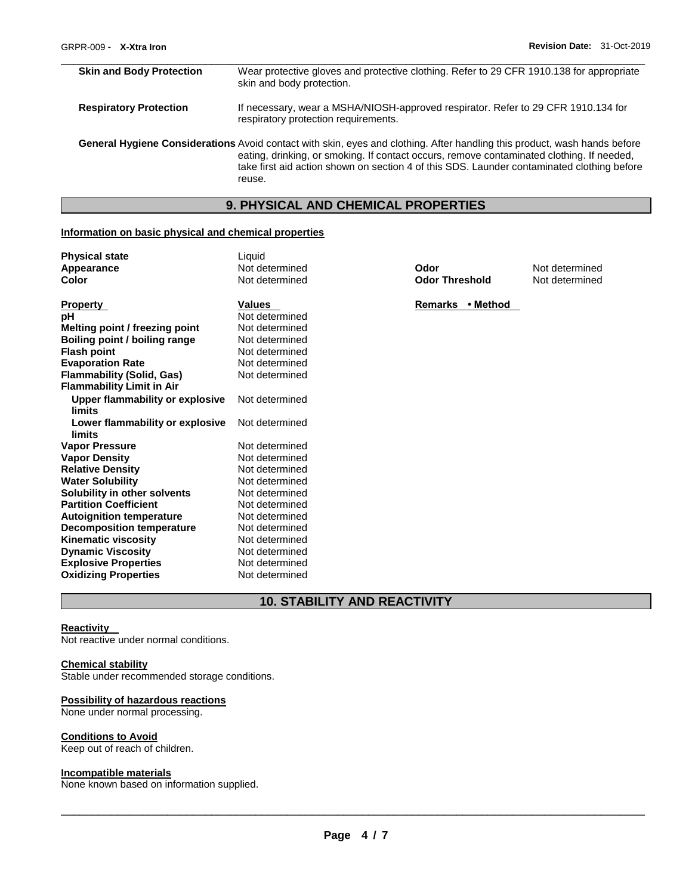| | |
|---|---|
| **Skin and Body Protection** | Wear protective gloves and protective clothing. Refer to 29 CFR 1910.138 for appropriate skin and body protection. |
| **Respiratory Protection** | If necessary, wear a MSHA/NIOSH-approved respirator. Refer to 29 CFR 1910.134 for respiratory protection requirements. |

**General Hygiene Considerations** Avoid contact with skin, eyes and clothing. After handling this product, wash hands before eating, drinking, or smoking. If contact occurs, remove contaminated clothing. If needed, take first aid action shown on section 4 of this SDS. Launder contaminated clothing before reuse.

## 9. PHYSICAL AND CHEMICAL PROPERTIES

**Information on basic physical and chemical properties**

| | | | |
|---|---|---|---|
| **Physical state** | Liquid | | |
| **Appearance** | Not determined | **Odor** | Not determined |
| **Color** | Not determined | **Odor Threshold** | Not determined |

| **Property** | **Values** | **Remarks • Method** |
|---|---|---|
| **pH** | Not determined | |
| **Melting point / freezing point** | Not determined | |
| **Boiling point / boiling range** | Not determined | |
| **Flash point** | Not determined | |
| **Evaporation Rate** | Not determined | |
| **Flammability (Solid, Gas)** | Not determined | |
| **Flammability Limit in Air** | | |
| **Upper flammability or explosive limits** | Not determined | |
| **Lower flammability or explosive limits** | Not determined | |
| **Vapor Pressure** | Not determined | |
| **Vapor Density** | Not determined | |
| **Relative Density** | Not determined | |
| **Water Solubility** | Not determined | |
| **Solubility in other solvents** | Not determined | |
| **Partition Coefficient** | Not determined | |
| **Autoignition temperature** | Not determined | |
| **Decomposition temperature** | Not determined | |
| **Kinematic viscosity** | Not determined | |
| **Dynamic Viscosity** | Not determined | |
| **Explosive Properties** | Not determined | |
| **Oxidizing Properties** | Not determined | |

## 10. STABILITY AND REACTIVITY

**Reactivity**

Not reactive under normal conditions.

**Chemical stability**

Stable under recommended storage conditions.

**Possibility of hazardous reactions**

None under normal processing.

**Conditions to Avoid**

Keep out of reach of children.

**Incompatible materials**

None known based on information supplied.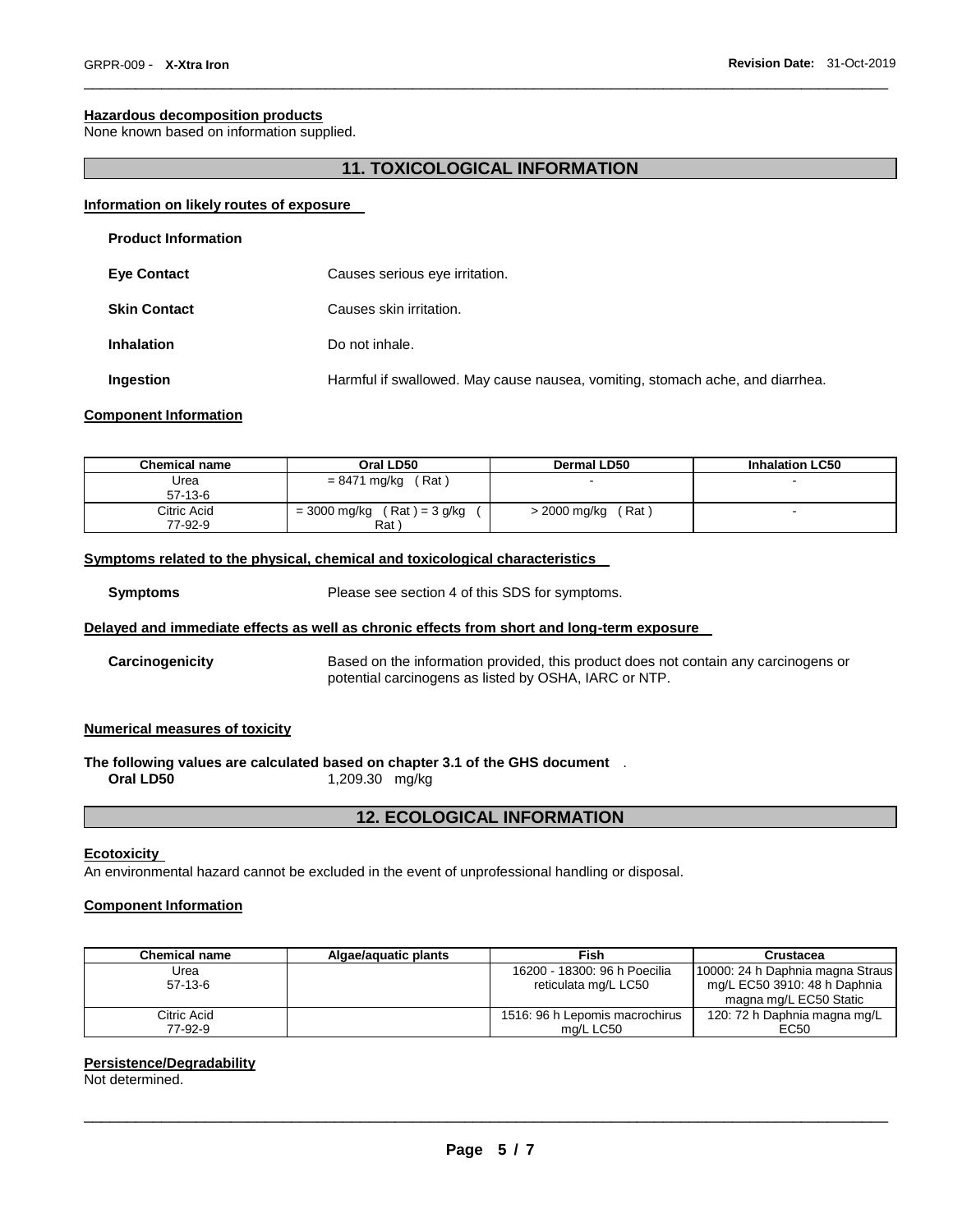#### Hazardous decomposition products

None known based on information supplied.

## 11. TOXICOLOGICAL INFORMATION

#### Information on likely routes of exposure

**Product Information**

**Eye Contact** Causes serious eye irritation.

**Skin Contact** Causes skin irritation.

**Inhalation** Do not inhale.

**Ingestion** Harmful if swallowed. May cause nausea, vomiting, stomach ache, and diarrhea.

#### Component Information

| Chemical name | Oral LD50 | Dermal LD50 | Inhalation LC50 |
|---|---|---|---|
| Urea<br>57-13-6 | = 8471 mg/kg ( Rat ) | - | - |
| Citric Acid<br>77-92-9 | = 3000 mg/kg ( Rat ) = 3 g/kg ( Rat ) | > 2000 mg/kg ( Rat ) | - |

#### Symptoms related to the physical, chemical and toxicological characteristics

**Symptoms** Please see section 4 of this SDS for symptoms.

#### Delayed and immediate effects as well as chronic effects from short and long-term exposure

**Carcinogenicity** Based on the information provided, this product does not contain any carcinogens or potential carcinogens as listed by OSHA, IARC or NTP.

#### Numerical measures of toxicity

**The following values are calculated based on chapter 3.1 of the GHS document** .

**Oral LD50** 1,209.30 mg/kg

## 12. ECOLOGICAL INFORMATION

#### Ecotoxicity

An environmental hazard cannot be excluded in the event of unprofessional handling or disposal.

#### Component Information

| Chemical name | Algae/aquatic plants | Fish | Crustacea |
|---|---|---|---|
| Urea<br>57-13-6 | | 16200 - 18300: 96 h Poecilia reticulata mg/L LC50 | 10000: 24 h Daphnia magna Straus mg/L EC50 3910: 48 h Daphnia magna mg/L EC50 Static |
| Citric Acid<br>77-92-9 | | 1516: 96 h Lepomis macrochirus mg/L LC50 | 120: 72 h Daphnia magna mg/L EC50 |

#### Persistence/Degradability

Not determined.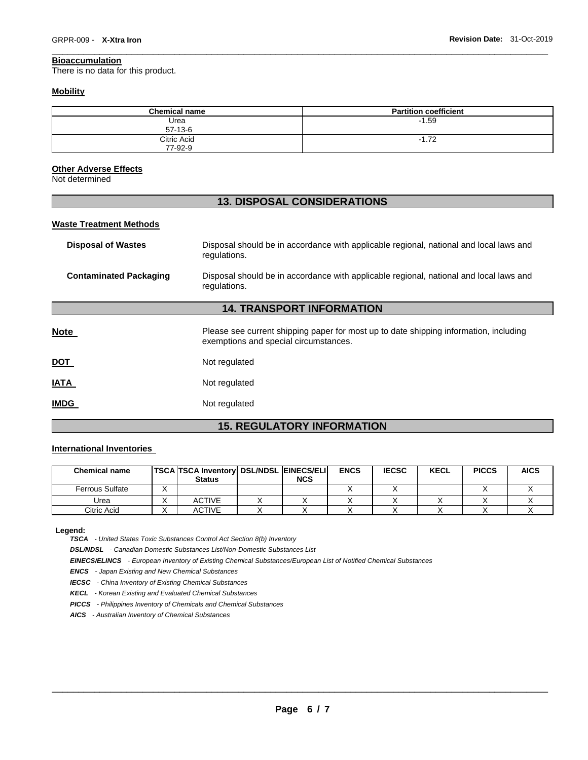**Bioaccumulation**
There is no data for this product.

**Mobility**

| Chemical name | Partition coefficient |
|---|---|
| Urea<br>57-13-6 | -1.59 |
| Citric Acid<br>77-92-9 | -1.72 |

**Other Adverse Effects**
Not determined

## 13. DISPOSAL CONSIDERATIONS

**Waste Treatment Methods**

**Disposal of Wastes** Disposal should be in accordance with applicable regional, national and local laws and regulations.

**Contaminated Packaging** Disposal should be in accordance with applicable regional, national and local laws and regulations.

## 14. TRANSPORT INFORMATION

**Note** Please see current shipping paper for most up to date shipping information, including exemptions and special circumstances.

**DOT** Not regulated

**IATA** Not regulated

**IMDG** Not regulated

## 15. REGULATORY INFORMATION

**International Inventories**

| Chemical name | TSCA | TSCA Inventory Status | DSL/NDSL | EINECS/ELINCS | ENCS | IECSC | KECL | PICCS | AICS |
|---|---|---|---|---|---|---|---|---|---|
| Ferrous Sulfate | X | | | | X | X | | X | X |
| Urea | X | ACTIVE | X | X | X | X | X | X | X |
| Citric Acid | X | ACTIVE | X | X | X | X | X | X | X |

**Legend:**

***TSCA*** *- United States Toxic Substances Control Act Section 8(b) Inventory*

***DSL/NDSL*** *- Canadian Domestic Substances List/Non-Domestic Substances List*

***EINECS/ELINCS*** *- European Inventory of Existing Chemical Substances/European List of Notified Chemical Substances*

***ENCS*** *- Japan Existing and New Chemical Substances*

***IECSC*** *- China Inventory of Existing Chemical Substances*

***KECL*** *- Korean Existing and Evaluated Chemical Substances*

***PICCS*** *- Philippines Inventory of Chemicals and Chemical Substances*

***AICS*** *- Australian Inventory of Chemical Substances*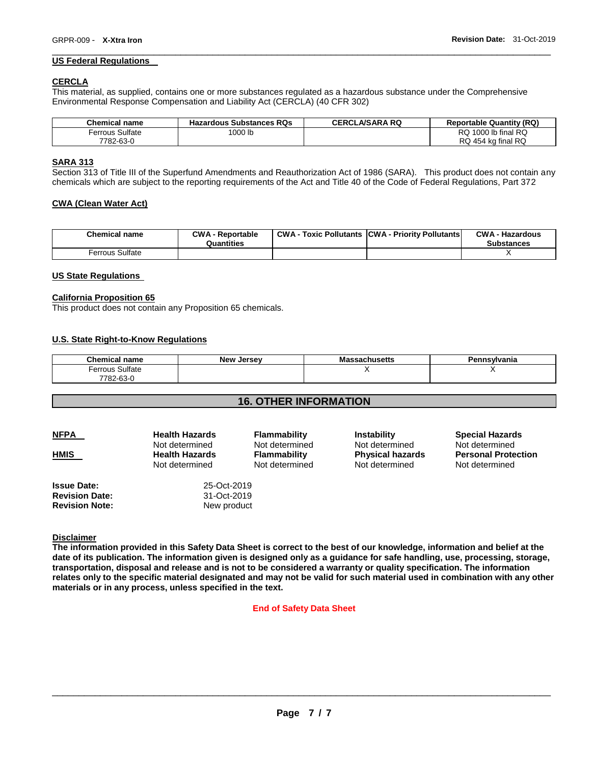## US Federal Regulations

### CERCLA

This material, as supplied, contains one or more substances regulated as a hazardous substance under the Comprehensive Environmental Response Compensation and Liability Act (CERCLA) (40 CFR 302)

| Chemical name | Hazardous Substances RQs | CERCLA/SARA RQ | Reportable Quantity (RQ) |
|---|---|---|---|
| Ferrous Sulfate 7782-63-0 | 1000 lb | | RQ 1000 lb final RQ RQ 454 kg final RQ |

### SARA 313

Section 313 of Title III of the Superfund Amendments and Reauthorization Act of 1986 (SARA). This product does not contain any chemicals which are subject to the reporting requirements of the Act and Title 40 of the Code of Federal Regulations, Part 372

### CWA (Clean Water Act)

| Chemical name | CWA - Reportable Quantities | CWA - Toxic Pollutants | CWA - Priority Pollutants | CWA - Hazardous Substances |
|---|---|---|---|---|
| Ferrous Sulfate | | | | X |

## US State Regulations

### California Proposition 65

This product does not contain any Proposition 65 chemicals.

### U.S. State Right-to-Know Regulations

| Chemical name | New Jersey | Massachusetts | Pennsylvania |
|---|---|---|---|
| Ferrous Sulfate 7782-63-0 | | X | X |

# 16. OTHER INFORMATION

| | | | | |
|---|---|---|---|---|
| **NFPA** | **Health Hazards** Not determined | **Flammability** Not determined | **Instability** Not determined | **Special Hazards** Not determined |
| **HMIS** | **Health Hazards** Not determined | **Flammability** Not determined | **Physical hazards** Not determined | **Personal Protection** Not determined |

**Issue Date:** 25-Oct-2019
**Revision Date:** 31-Oct-2019
**Revision Note:** New product

### Disclaimer

**The information provided in this Safety Data Sheet is correct to the best of our knowledge, information and belief at the date of its publication. The information given is designed only as a guidance for safe handling, use, processing, storage, transportation, disposal and release and is not to be considered a warranty or quality specification. The information relates only to the specific material designated and may not be valid for such material used in combination with any other materials or in any process, unless specified in the text.**

**End of Safety Data Sheet**